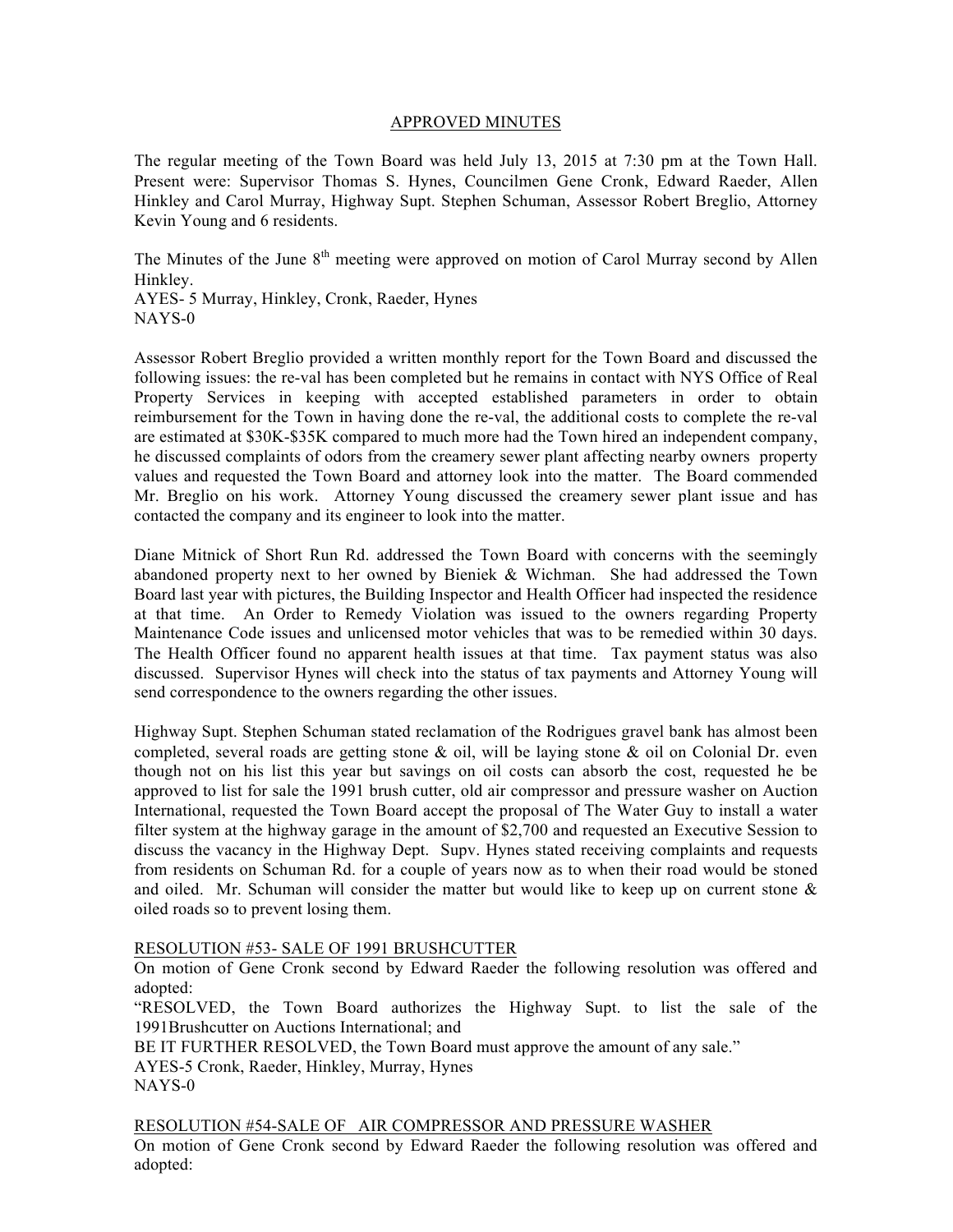APPROVED MINUTES

The regular meeting of the Town Board was held July 13, 2015 at 7:30 pm at the Town Hall. Present were: Supervisor Thomas S. Hynes, Councilmen Gene Cronk, Edward Raeder, Allen Hinkley and Carol Murray, Highway Supt. Stephen Schuman, Assessor Robert Breglio, Attorney Kevin Young and 6 residents.

The Minutes of the June 8th meeting were approved on motion of Carol Murray second by Allen Hinkley.
AYES- 5 Murray, Hinkley, Cronk, Raeder, Hynes
NAYS-0

Assessor Robert Breglio provided a written monthly report for the Town Board and discussed the following issues: the re-val has been completed but he remains in contact with NYS Office of Real Property Services in keeping with accepted established parameters in order to obtain reimbursement for the Town in having done the re-val, the additional costs to complete the re-val are estimated at $30K-$35K compared to much more had the Town hired an independent company, he discussed complaints of odors from the creamery sewer plant affecting nearby owners property values and requested the Town Board and attorney look into the matter. The Board commended Mr. Breglio on his work. Attorney Young discussed the creamery sewer plant issue and has contacted the company and its engineer to look into the matter.

Diane Mitnick of Short Run Rd. addressed the Town Board with concerns with the seemingly abandoned property next to her owned by Bieniek & Wichman. She had addressed the Town Board last year with pictures, the Building Inspector and Health Officer had inspected the residence at that time. An Order to Remedy Violation was issued to the owners regarding Property Maintenance Code issues and unlicensed motor vehicles that was to be remedied within 30 days. The Health Officer found no apparent health issues at that time. Tax payment status was also discussed. Supervisor Hynes will check into the status of tax payments and Attorney Young will send correspondence to the owners regarding the other issues.

Highway Supt. Stephen Schuman stated reclamation of the Rodrigues gravel bank has almost been completed, several roads are getting stone & oil, will be laying stone & oil on Colonial Dr. even though not on his list this year but savings on oil costs can absorb the cost, requested he be approved to list for sale the 1991 brush cutter, old air compressor and pressure washer on Auction International, requested the Town Board accept the proposal of The Water Guy to install a water filter system at the highway garage in the amount of $2,700 and requested an Executive Session to discuss the vacancy in the Highway Dept. Supv. Hynes stated receiving complaints and requests from residents on Schuman Rd. for a couple of years now as to when their road would be stoned and oiled. Mr. Schuman will consider the matter but would like to keep up on current stone & oiled roads so to prevent losing them.

RESOLUTION #53- SALE OF 1991 BRUSHCUTTER

On motion of Gene Cronk second by Edward Raeder the following resolution was offered and adopted:

"RESOLVED, the Town Board authorizes the Highway Supt. to list the sale of the 1991Brushcutter on Auctions International; and

BE IT FURTHER RESOLVED, the Town Board must approve the amount of any sale."

AYES-5 Cronk, Raeder, Hinkley, Murray, Hynes
NAYS-0

RESOLUTION #54-SALE OF AIR COMPRESSOR AND PRESSURE WASHER

On motion of Gene Cronk second by Edward Raeder the following resolution was offered and adopted: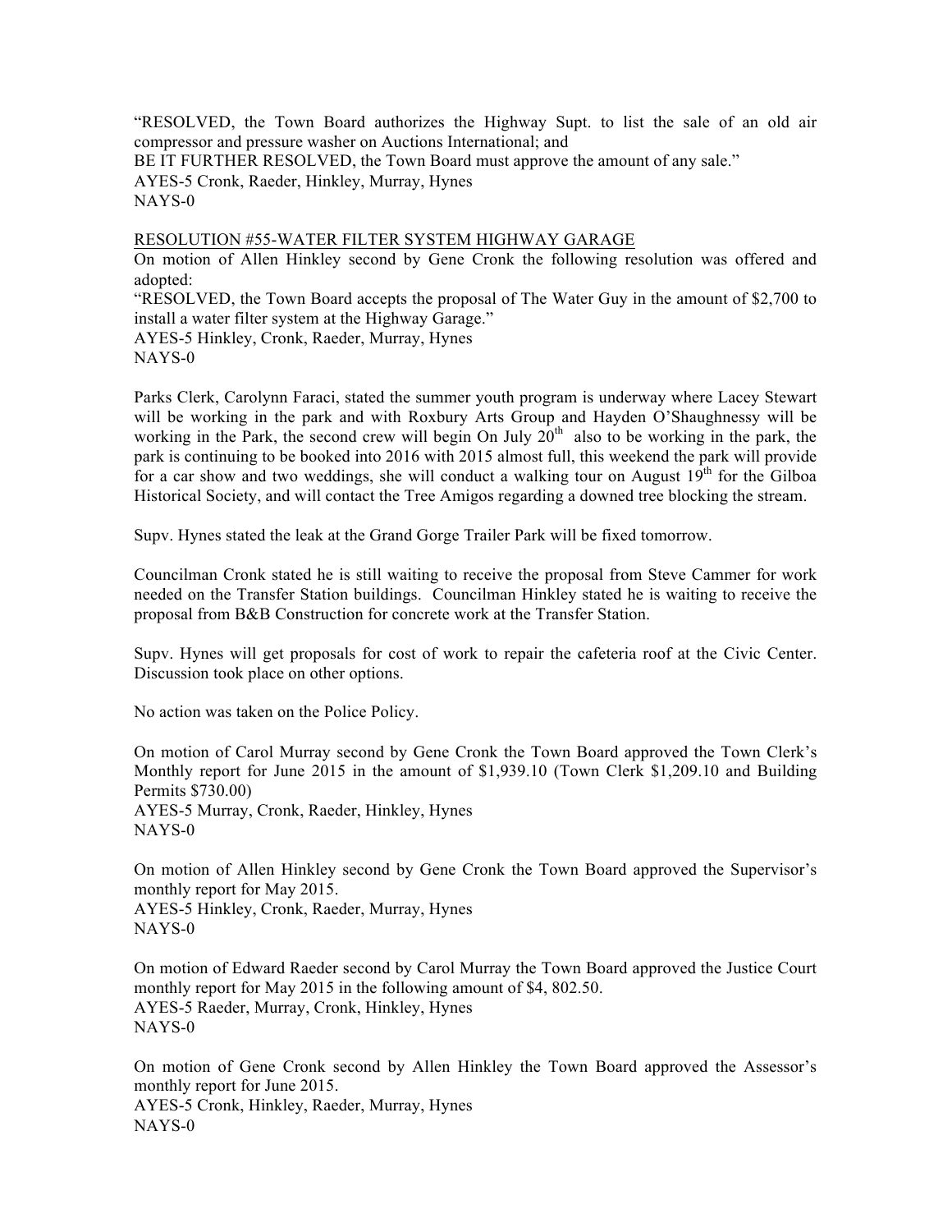"RESOLVED, the Town Board authorizes the Highway Supt. to list the sale of an old air compressor and pressure washer on Auctions International; and
BE IT FURTHER RESOLVED, the Town Board must approve the amount of any sale."
AYES-5 Cronk, Raeder, Hinkley, Murray, Hynes
NAYS-0

<u>RESOLUTION #55-WATER FILTER SYSTEM HIGHWAY GARAGE</u>
On motion of Allen Hinkley second by Gene Cronk the following resolution was offered and adopted:
"RESOLVED, the Town Board accepts the proposal of The Water Guy in the amount of $2,700 to install a water filter system at the Highway Garage."
AYES-5 Hinkley, Cronk, Raeder, Murray, Hynes
NAYS-0

Parks Clerk, Carolynn Faraci, stated the summer youth program is underway where Lacey Stewart will be working in the park and with Roxbury Arts Group and Hayden O'Shaughnessy will be working in the Park, the second crew will begin On July 20th also to be working in the park, the park is continuing to be booked into 2016 with 2015 almost full, this weekend the park will provide for a car show and two weddings, she will conduct a walking tour on August 19th for the Gilboa Historical Society, and will contact the Tree Amigos regarding a downed tree blocking the stream.

Supv. Hynes stated the leak at the Grand Gorge Trailer Park will be fixed tomorrow.

Councilman Cronk stated he is still waiting to receive the proposal from Steve Cammer for work needed on the Transfer Station buildings. Councilman Hinkley stated he is waiting to receive the proposal from B&B Construction for concrete work at the Transfer Station.

Supv. Hynes will get proposals for cost of work to repair the cafeteria roof at the Civic Center. Discussion took place on other options.

No action was taken on the Police Policy.

On motion of Carol Murray second by Gene Cronk the Town Board approved the Town Clerk's Monthly report for June 2015 in the amount of $1,939.10 (Town Clerk $1,209.10 and Building Permits $730.00)
AYES-5 Murray, Cronk, Raeder, Hinkley, Hynes
NAYS-0

On motion of Allen Hinkley second by Gene Cronk the Town Board approved the Supervisor's monthly report for May 2015.
AYES-5 Hinkley, Cronk, Raeder, Murray, Hynes
NAYS-0

On motion of Edward Raeder second by Carol Murray the Town Board approved the Justice Court monthly report for May 2015 in the following amount of $4, 802.50.
AYES-5 Raeder, Murray, Cronk, Hinkley, Hynes
NAYS-0

On motion of Gene Cronk second by Allen Hinkley the Town Board approved the Assessor's monthly report for June 2015.
AYES-5 Cronk, Hinkley, Raeder, Murray, Hynes
NAYS-0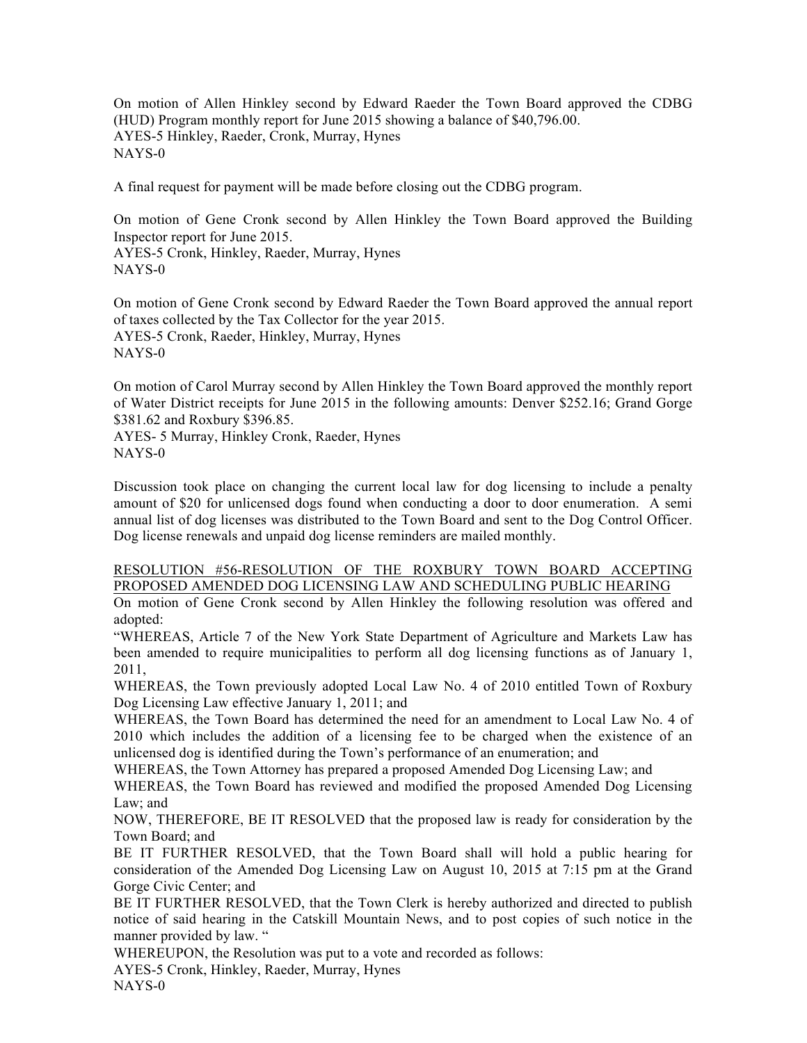On motion of Allen Hinkley second by Edward Raeder the Town Board approved the CDBG (HUD) Program monthly report for June 2015 showing a balance of $40,796.00.
AYES-5 Hinkley, Raeder, Cronk, Murray, Hynes
NAYS-0

A final request for payment will be made before closing out the CDBG program.

On motion of Gene Cronk second by Allen Hinkley the Town Board approved the Building Inspector report for June 2015.
AYES-5 Cronk, Hinkley, Raeder, Murray, Hynes
NAYS-0

On motion of Gene Cronk second by Edward Raeder the Town Board approved the annual report of taxes collected by the Tax Collector for the year 2015.
AYES-5 Cronk, Raeder, Hinkley, Murray, Hynes
NAYS-0

On motion of Carol Murray second by Allen Hinkley the Town Board approved the monthly report of Water District receipts for June 2015 in the following amounts: Denver $252.16; Grand Gorge $381.62 and Roxbury $396.85.
AYES- 5 Murray, Hinkley Cronk, Raeder, Hynes
NAYS-0

Discussion took place on changing the current local law for dog licensing to include a penalty amount of $20 for unlicensed dogs found when conducting a door to door enumeration. A semi annual list of dog licenses was distributed to the Town Board and sent to the Dog Control Officer. Dog license renewals and unpaid dog license reminders are mailed monthly.

<u>RESOLUTION #56-RESOLUTION OF THE ROXBURY TOWN BOARD ACCEPTING PROPOSED AMENDED DOG LICENSING LAW AND SCHEDULING PUBLIC HEARING</u>

On motion of Gene Cronk second by Allen Hinkley the following resolution was offered and adopted:

"WHEREAS, Article 7 of the New York State Department of Agriculture and Markets Law has been amended to require municipalities to perform all dog licensing functions as of January 1, 2011,

WHEREAS, the Town previously adopted Local Law No. 4 of 2010 entitled Town of Roxbury Dog Licensing Law effective January 1, 2011; and

WHEREAS, the Town Board has determined the need for an amendment to Local Law No. 4 of 2010 which includes the addition of a licensing fee to be charged when the existence of an unlicensed dog is identified during the Town's performance of an enumeration; and

WHEREAS, the Town Attorney has prepared a proposed Amended Dog Licensing Law; and

WHEREAS, the Town Board has reviewed and modified the proposed Amended Dog Licensing Law; and

NOW, THEREFORE, BE IT RESOLVED that the proposed law is ready for consideration by the Town Board; and

BE IT FURTHER RESOLVED, that the Town Board shall will hold a public hearing for consideration of the Amended Dog Licensing Law on August 10, 2015 at 7:15 pm at the Grand Gorge Civic Center; and

BE IT FURTHER RESOLVED, that the Town Clerk is hereby authorized and directed to publish notice of said hearing in the Catskill Mountain News, and to post copies of such notice in the manner provided by law. "

WHEREUPON, the Resolution was put to a vote and recorded as follows:
AYES-5 Cronk, Hinkley, Raeder, Murray, Hynes
NAYS-0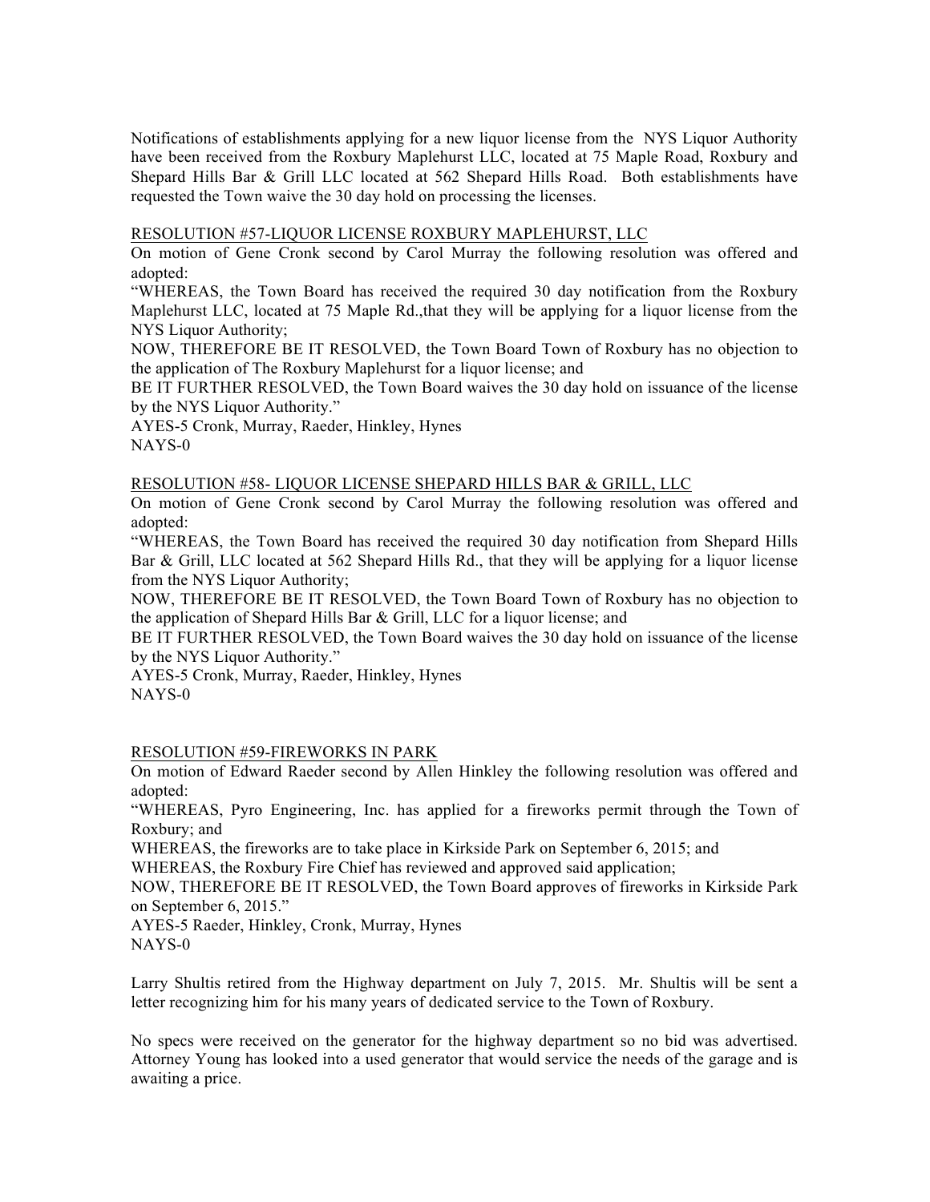Notifications of establishments applying for a new liquor license from the NYS Liquor Authority have been received from the Roxbury Maplehurst LLC, located at 75 Maple Road, Roxbury and Shepard Hills Bar & Grill LLC located at 562 Shepard Hills Road. Both establishments have requested the Town waive the 30 day hold on processing the licenses.

RESOLUTION #57-LIQUOR LICENSE ROXBURY MAPLEHURST, LLC

On motion of Gene Cronk second by Carol Murray the following resolution was offered and adopted:

"WHEREAS, the Town Board has received the required 30 day notification from the Roxbury Maplehurst LLC, located at 75 Maple Rd.,that they will be applying for a liquor license from the NYS Liquor Authority;

NOW, THEREFORE BE IT RESOLVED, the Town Board Town of Roxbury has no objection to the application of The Roxbury Maplehurst for a liquor license; and

BE IT FURTHER RESOLVED, the Town Board waives the 30 day hold on issuance of the license by the NYS Liquor Authority."

AYES-5 Cronk, Murray, Raeder, Hinkley, Hynes

NAYS-0

RESOLUTION #58- LIQUOR LICENSE SHEPARD HILLS BAR & GRILL, LLC

On motion of Gene Cronk second by Carol Murray the following resolution was offered and adopted:

"WHEREAS, the Town Board has received the required 30 day notification from Shepard Hills Bar & Grill, LLC located at 562 Shepard Hills Rd., that they will be applying for a liquor license from the NYS Liquor Authority;

NOW, THEREFORE BE IT RESOLVED, the Town Board Town of Roxbury has no objection to the application of Shepard Hills Bar & Grill, LLC for a liquor license; and

BE IT FURTHER RESOLVED, the Town Board waives the 30 day hold on issuance of the license by the NYS Liquor Authority."

AYES-5 Cronk, Murray, Raeder, Hinkley, Hynes

NAYS-0

RESOLUTION #59-FIREWORKS IN PARK

On motion of Edward Raeder second by Allen Hinkley the following resolution was offered and adopted:

"WHEREAS, Pyro Engineering, Inc. has applied for a fireworks permit through the Town of Roxbury; and

WHEREAS, the fireworks are to take place in Kirkside Park on September 6, 2015; and

WHEREAS, the Roxbury Fire Chief has reviewed and approved said application;

NOW, THEREFORE BE IT RESOLVED, the Town Board approves of fireworks in Kirkside Park on September 6, 2015."

AYES-5 Raeder, Hinkley, Cronk, Murray, Hynes

NAYS-0

Larry Shultis retired from the Highway department on July 7, 2015. Mr. Shultis will be sent a letter recognizing him for his many years of dedicated service to the Town of Roxbury.

No specs were received on the generator for the highway department so no bid was advertised. Attorney Young has looked into a used generator that would service the needs of the garage and is awaiting a price.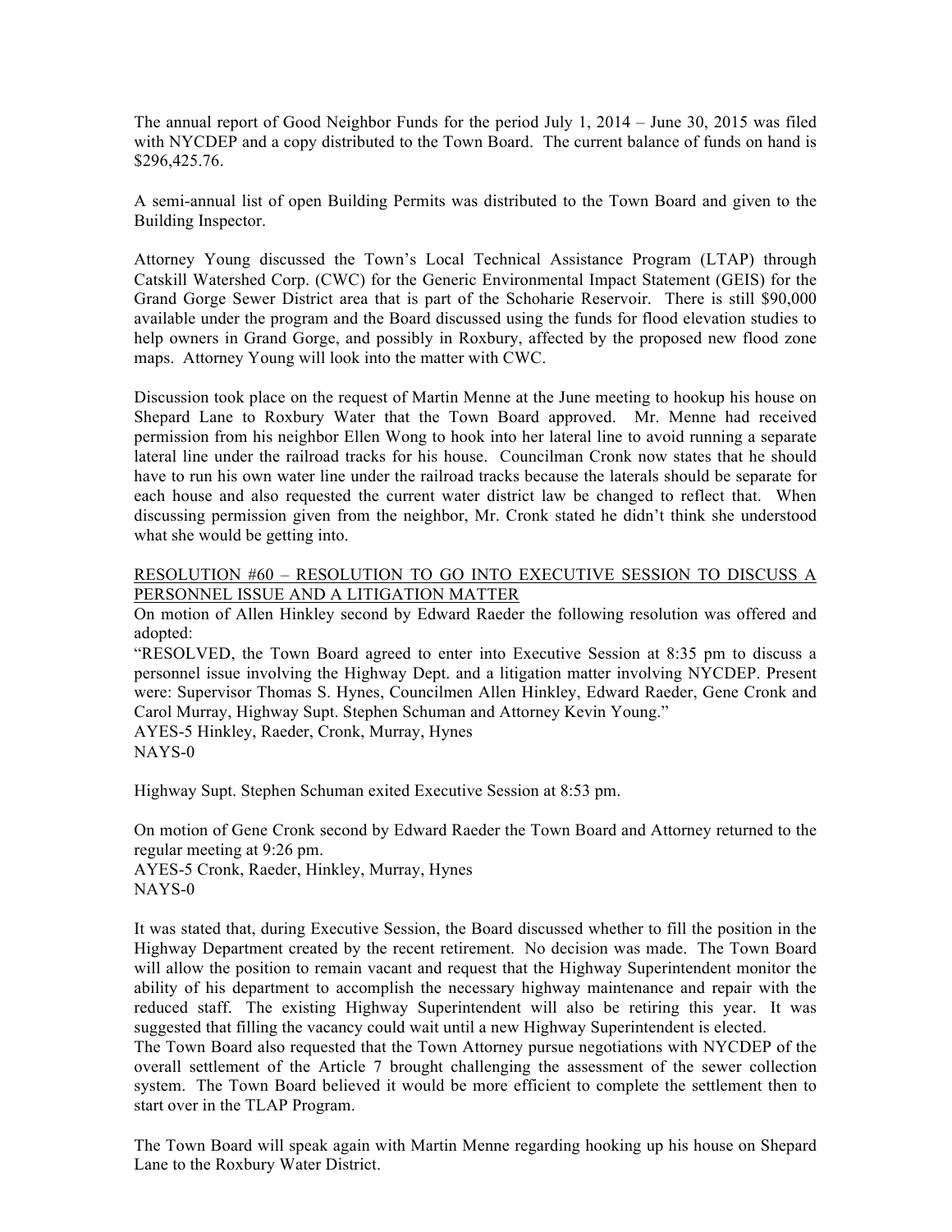The annual report of Good Neighbor Funds for the period July 1, 2014 – June 30, 2015 was filed with NYCDEP and a copy distributed to the Town Board. The current balance of funds on hand is $296,425.76.

A semi-annual list of open Building Permits was distributed to the Town Board and given to the Building Inspector.

Attorney Young discussed the Town's Local Technical Assistance Program (LTAP) through Catskill Watershed Corp. (CWC) for the Generic Environmental Impact Statement (GEIS) for the Grand Gorge Sewer District area that is part of the Schoharie Reservoir. There is still $90,000 available under the program and the Board discussed using the funds for flood elevation studies to help owners in Grand Gorge, and possibly in Roxbury, affected by the proposed new flood zone maps. Attorney Young will look into the matter with CWC.

Discussion took place on the request of Martin Menne at the June meeting to hookup his house on Shepard Lane to Roxbury Water that the Town Board approved. Mr. Menne had received permission from his neighbor Ellen Wong to hook into her lateral line to avoid running a separate lateral line under the railroad tracks for his house. Councilman Cronk now states that he should have to run his own water line under the railroad tracks because the laterals should be separate for each house and also requested the current water district law be changed to reflect that. When discussing permission given from the neighbor, Mr. Cronk stated he didn't think she understood what she would be getting into.

<u>RESOLUTION #60 – RESOLUTION TO GO INTO EXECUTIVE SESSION TO DISCUSS A PERSONNEL ISSUE AND A LITIGATION MATTER</u>

On motion of Allen Hinkley second by Edward Raeder the following resolution was offered and adopted:

"RESOLVED, the Town Board agreed to enter into Executive Session at 8:35 pm to discuss a personnel issue involving the Highway Dept. and a litigation matter involving NYCDEP. Present were: Supervisor Thomas S. Hynes, Councilmen Allen Hinkley, Edward Raeder, Gene Cronk and Carol Murray, Highway Supt. Stephen Schuman and Attorney Kevin Young."

AYES-5 Hinkley, Raeder, Cronk, Murray, Hynes

NAYS-0

Highway Supt. Stephen Schuman exited Executive Session at 8:53 pm.

On motion of Gene Cronk second by Edward Raeder the Town Board and Attorney returned to the regular meeting at 9:26 pm.

AYES-5 Cronk, Raeder, Hinkley, Murray, Hynes

NAYS-0

It was stated that, during Executive Session, the Board discussed whether to fill the position in the Highway Department created by the recent retirement. No decision was made. The Town Board will allow the position to remain vacant and request that the Highway Superintendent monitor the ability of his department to accomplish the necessary highway maintenance and repair with the reduced staff. The existing Highway Superintendent will also be retiring this year. It was suggested that filling the vacancy could wait until a new Highway Superintendent is elected.

The Town Board also requested that the Town Attorney pursue negotiations with NYCDEP of the overall settlement of the Article 7 brought challenging the assessment of the sewer collection system. The Town Board believed it would be more efficient to complete the settlement then to start over in the TLAP Program.

The Town Board will speak again with Martin Menne regarding hooking up his house on Shepard Lane to the Roxbury Water District.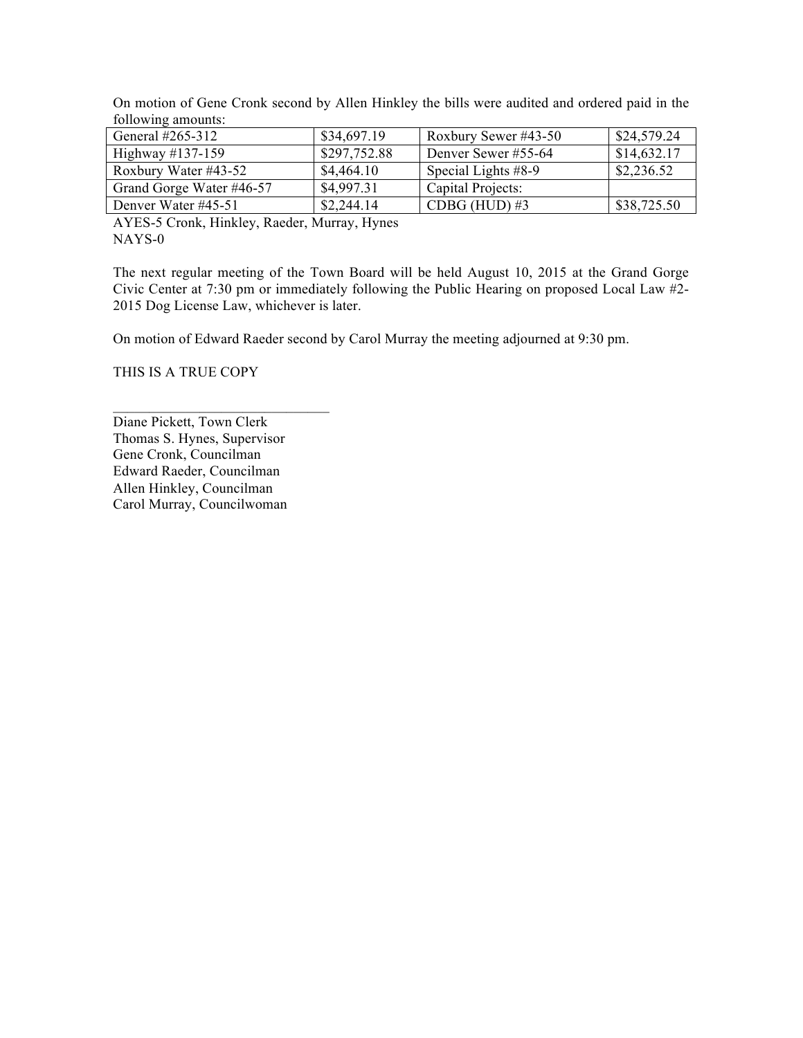On motion of Gene Cronk second by Allen Hinkley the bills were audited and ordered paid in the following amounts:

| | | | |
|---|---|---|---|
| General #265-312 | $34,697.19 | Roxbury Sewer #43-50 | $24,579.24 |
| Highway #137-159 | $297,752.88 | Denver Sewer #55-64 | $14,632.17 |
| Roxbury Water #43-52 | $4,464.10 | Special Lights #8-9 | $2,236.52 |
| Grand Gorge Water #46-57 | $4,997.31 | Capital Projects: | |
| Denver Water #45-51 | $2,244.14 | CDBG (HUD) #3 | $38,725.50 |

AYES-5 Cronk, Hinkley, Raeder, Murray, Hynes
NAYS-0

The next regular meeting of the Town Board will be held August 10, 2015 at the Grand Gorge Civic Center at 7:30 pm or immediately following the Public Hearing on proposed Local Law #2-2015 Dog License Law, whichever is later.

On motion of Edward Raeder second by Carol Murray the meeting adjourned at 9:30 pm.

THIS IS A TRUE COPY

_______________________________
Diane Pickett, Town Clerk
Thomas S. Hynes, Supervisor
Gene Cronk, Councilman
Edward Raeder, Councilman
Allen Hinkley, Councilman
Carol Murray, Councilwoman